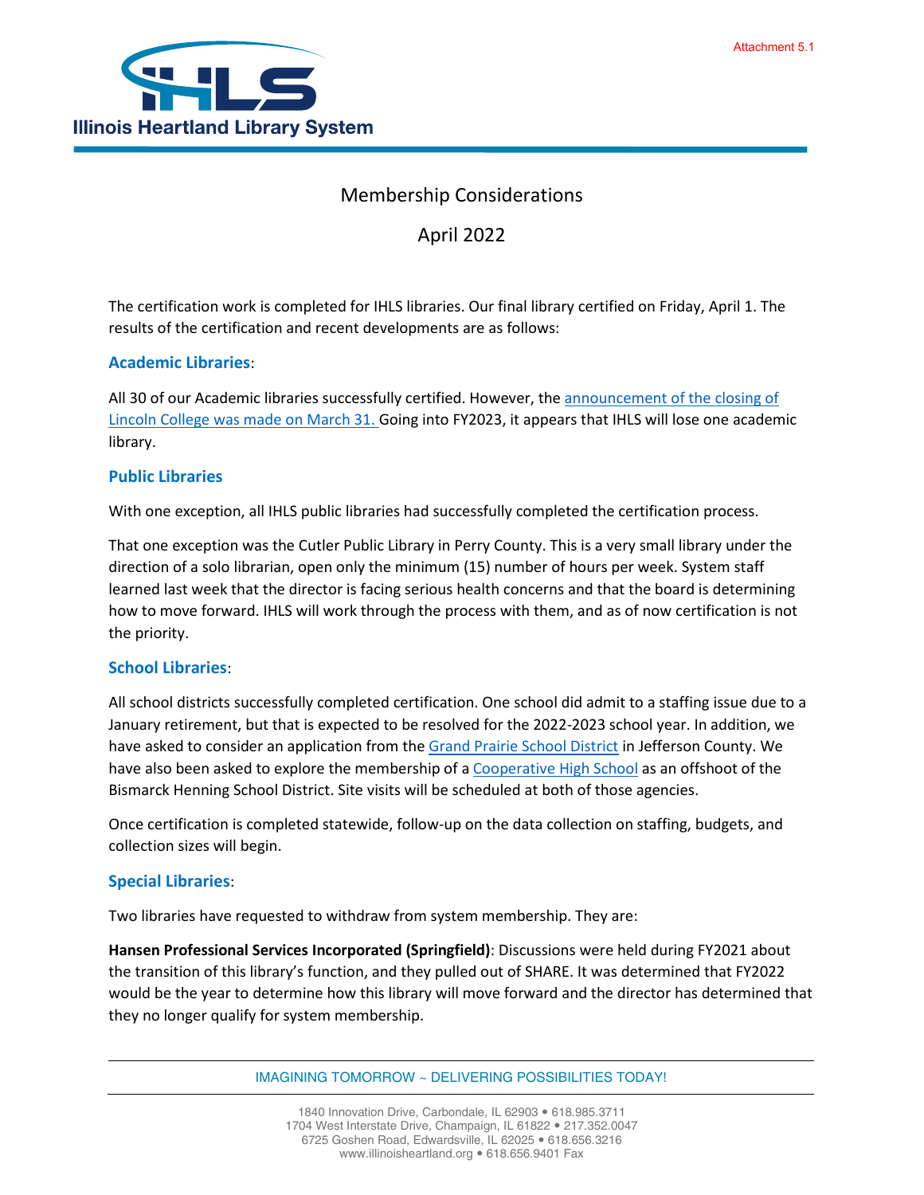Attachment 5.1

Illinois Heartland Library System

# Membership Considerations

## April 2022

The certification work is completed for IHLS libraries. Our final library certified on Friday, April 1. The results of the certification and recent developments are as follows:

### Academic Libraries:

All 30 of our Academic libraries successfully certified. However, the announcement of the closing of Lincoln College was made on March 31. Going into FY2023, it appears that IHLS will lose one academic library.

### Public Libraries

With one exception, all IHLS public libraries had successfully completed the certification process.

That one exception was the Cutler Public Library in Perry County. This is a very small library under the direction of a solo librarian, open only the minimum (15) number of hours per week. System staff learned last week that the director is facing serious health concerns and that the board is determining how to move forward. IHLS will work through the process with them, and as of now certification is not the priority.

### School Libraries:

All school districts successfully completed certification. One school did admit to a staffing issue due to a January retirement, but that is expected to be resolved for the 2022-2023 school year. In addition, we have asked to consider an application from the Grand Prairie School District in Jefferson County. We have also been asked to explore the membership of a Cooperative High School as an offshoot of the Bismarck Henning School District. Site visits will be scheduled at both of those agencies.

Once certification is completed statewide, follow-up on the data collection on staffing, budgets, and collection sizes will begin.

### Special Libraries:

Two libraries have requested to withdraw from system membership. They are:

**Hansen Professional Services Incorporated (Springfield)**: Discussions were held during FY2021 about the transition of this library's function, and they pulled out of SHARE. It was determined that FY2022 would be the year to determine how this library will move forward and the director has determined that they no longer qualify for system membership.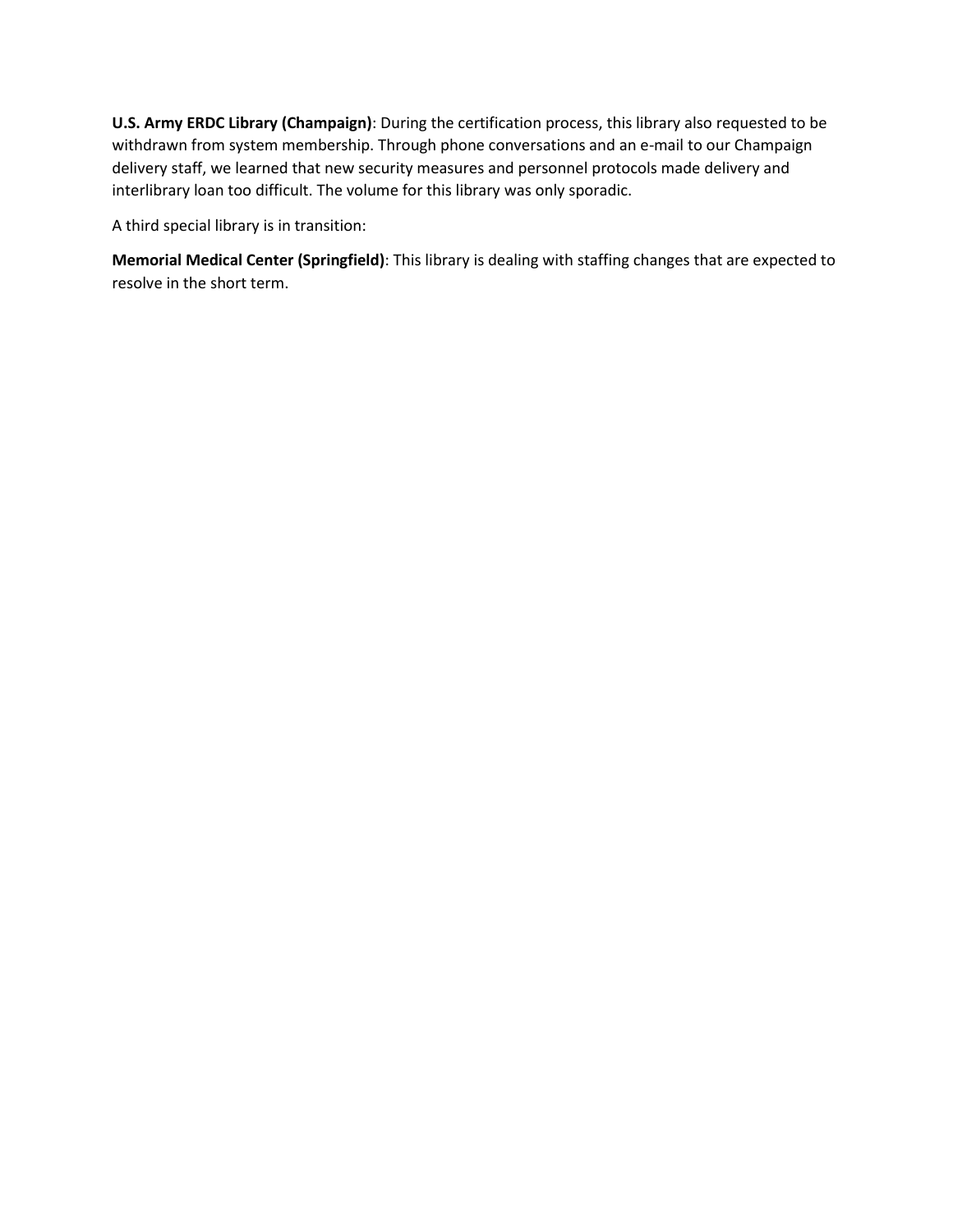**U.S. Army ERDC Library (Champaign)**: During the certification process, this library also requested to be withdrawn from system membership. Through phone conversations and an e-mail to our Champaign delivery staff, we learned that new security measures and personnel protocols made delivery and interlibrary loan too difficult. The volume for this library was only sporadic.

A third special library is in transition:

**Memorial Medical Center (Springfield)**: This library is dealing with staffing changes that are expected to resolve in the short term.